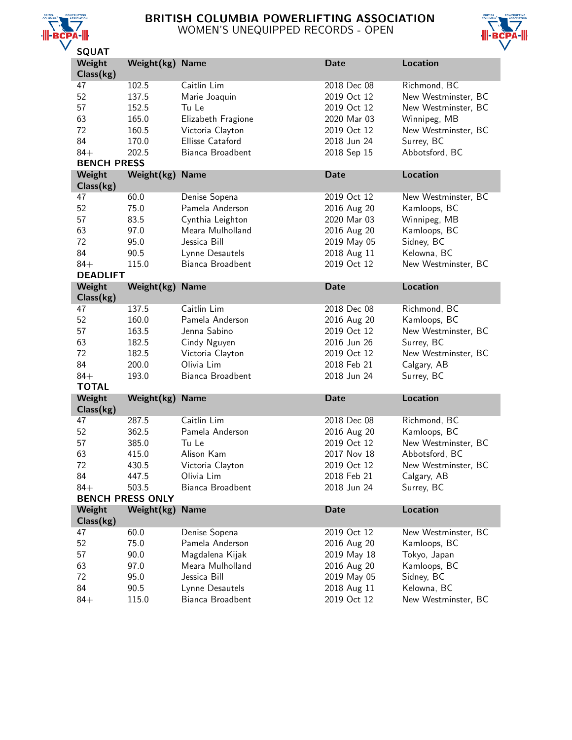# BRITISH COLUMBIA POWERLIFTING ASSOCIATION

## WOMEN'S UNEQUIPPED RECORDS - OPEN

### SQUAT

| Weight Class(kg) | Weight(kg) | Name | Date | Location |
|---|---|---|---|---|
| 47 | 102.5 | Caitlin Lim | 2018 Dec 08 | Richmond, BC |
| 52 | 137.5 | Marie Joaquin | 2019 Oct 12 | New Westminster, BC |
| 57 | 152.5 | Tu Le | 2019 Oct 12 | New Westminster, BC |
| 63 | 165.0 | Elizabeth Fragione | 2020 Mar 03 | Winnipeg, MB |
| 72 | 160.5 | Victoria Clayton | 2019 Oct 12 | New Westminster, BC |
| 84 | 170.0 | Ellisse Cataford | 2018 Jun 24 | Surrey, BC |
| 84+ | 202.5 | Bianca Broadbent | 2018 Sep 15 | Abbotsford, BC |

### BENCH PRESS

| Weight Class(kg) | Weight(kg) | Name | Date | Location |
|---|---|---|---|---|
| 47 | 60.0 | Denise Sopena | 2019 Oct 12 | New Westminster, BC |
| 52 | 75.0 | Pamela Anderson | 2016 Aug 20 | Kamloops, BC |
| 57 | 83.5 | Cynthia Leighton | 2020 Mar 03 | Winnipeg, MB |
| 63 | 97.0 | Meara Mulholland | 2016 Aug 20 | Kamloops, BC |
| 72 | 95.0 | Jessica Bill | 2019 May 05 | Sidney, BC |
| 84 | 90.5 | Lynne Desautels | 2018 Aug 11 | Kelowna, BC |
| 84+ | 115.0 | Bianca Broadbent | 2019 Oct 12 | New Westminster, BC |

### DEADLIFT

| Weight Class(kg) | Weight(kg) | Name | Date | Location |
|---|---|---|---|---|
| 47 | 137.5 | Caitlin Lim | 2018 Dec 08 | Richmond, BC |
| 52 | 160.0 | Pamela Anderson | 2016 Aug 20 | Kamloops, BC |
| 57 | 163.5 | Jenna Sabino | 2019 Oct 12 | New Westminster, BC |
| 63 | 182.5 | Cindy Nguyen | 2016 Jun 26 | Surrey, BC |
| 72 | 182.5 | Victoria Clayton | 2019 Oct 12 | New Westminster, BC |
| 84 | 200.0 | Olivia Lim | 2018 Feb 21 | Calgary, AB |
| 84+ | 193.0 | Bianca Broadbent | 2018 Jun 24 | Surrey, BC |

### TOTAL

| Weight Class(kg) | Weight(kg) | Name | Date | Location |
|---|---|---|---|---|
| 47 | 287.5 | Caitlin Lim | 2018 Dec 08 | Richmond, BC |
| 52 | 362.5 | Pamela Anderson | 2016 Aug 20 | Kamloops, BC |
| 57 | 385.0 | Tu Le | 2019 Oct 12 | New Westminster, BC |
| 63 | 415.0 | Alison Kam | 2017 Nov 18 | Abbotsford, BC |
| 72 | 430.5 | Victoria Clayton | 2019 Oct 12 | New Westminster, BC |
| 84 | 447.5 | Olivia Lim | 2018 Feb 21 | Calgary, AB |
| 84+ | 503.5 | Bianca Broadbent | 2018 Jun 24 | Surrey, BC |

### BENCH PRESS ONLY

| Weight Class(kg) | Weight(kg) | Name | Date | Location |
|---|---|---|---|---|
| 47 | 60.0 | Denise Sopena | 2019 Oct 12 | New Westminster, BC |
| 52 | 75.0 | Pamela Anderson | 2016 Aug 20 | Kamloops, BC |
| 57 | 90.0 | Magdalena Kijak | 2019 May 18 | Tokyo, Japan |
| 63 | 97.0 | Meara Mulholland | 2016 Aug 20 | Kamloops, BC |
| 72 | 95.0 | Jessica Bill | 2019 May 05 | Sidney, BC |
| 84 | 90.5 | Lynne Desautels | 2018 Aug 11 | Kelowna, BC |
| 84+ | 115.0 | Bianca Broadbent | 2019 Oct 12 | New Westminster, BC |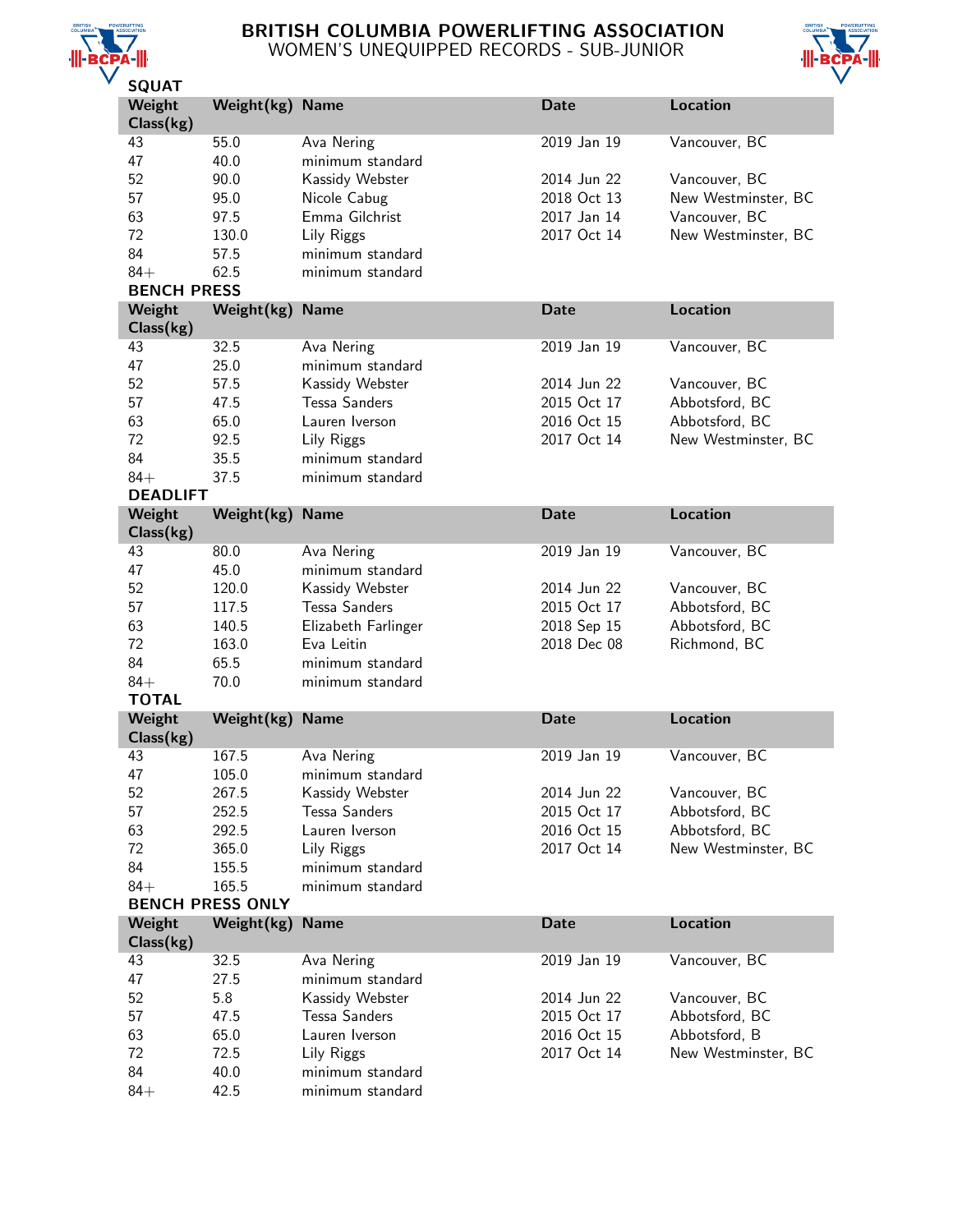# BRITISH COLUMBIA POWERLIFTING ASSOCIATION
## WOMEN'S UNEQUIPPED RECORDS - SUB-JUNIOR

### SQUAT

| Weight Class(kg) | Weight(kg) | Name | Date | Location |
|---|---|---|---|---|
| 43 | 55.0 | Ava Nering | 2019 Jan 19 | Vancouver, BC |
| 47 | 40.0 | minimum standard | | |
| 52 | 90.0 | Kassidy Webster | 2014 Jun 22 | Vancouver, BC |
| 57 | 95.0 | Nicole Cabug | 2018 Oct 13 | New Westminster, BC |
| 63 | 97.5 | Emma Gilchrist | 2017 Jan 14 | Vancouver, BC |
| 72 | 130.0 | Lily Riggs | 2017 Oct 14 | New Westminster, BC |
| 84 | 57.5 | minimum standard | | |
| 84+ | 62.5 | minimum standard | | |

### BENCH PRESS

| Weight Class(kg) | Weight(kg) | Name | Date | Location |
|---|---|---|---|---|
| 43 | 32.5 | Ava Nering | 2019 Jan 19 | Vancouver, BC |
| 47 | 25.0 | minimum standard | | |
| 52 | 57.5 | Kassidy Webster | 2014 Jun 22 | Vancouver, BC |
| 57 | 47.5 | Tessa Sanders | 2015 Oct 17 | Abbotsford, BC |
| 63 | 65.0 | Lauren Iverson | 2016 Oct 15 | Abbotsford, BC |
| 72 | 92.5 | Lily Riggs | 2017 Oct 14 | New Westminster, BC |
| 84 | 35.5 | minimum standard | | |
| 84+ | 37.5 | minimum standard | | |

### DEADLIFT

| Weight Class(kg) | Weight(kg) | Name | Date | Location |
|---|---|---|---|---|
| 43 | 80.0 | Ava Nering | 2019 Jan 19 | Vancouver, BC |
| 47 | 45.0 | minimum standard | | |
| 52 | 120.0 | Kassidy Webster | 2014 Jun 22 | Vancouver, BC |
| 57 | 117.5 | Tessa Sanders | 2015 Oct 17 | Abbotsford, BC |
| 63 | 140.5 | Elizabeth Farlinger | 2018 Sep 15 | Abbotsford, BC |
| 72 | 163.0 | Eva Leitin | 2018 Dec 08 | Richmond, BC |
| 84 | 65.5 | minimum standard | | |
| 84+ | 70.0 | minimum standard | | |

### TOTAL

| Weight Class(kg) | Weight(kg) | Name | Date | Location |
|---|---|---|---|---|
| 43 | 167.5 | Ava Nering | 2019 Jan 19 | Vancouver, BC |
| 47 | 105.0 | minimum standard | | |
| 52 | 267.5 | Kassidy Webster | 2014 Jun 22 | Vancouver, BC |
| 57 | 252.5 | Tessa Sanders | 2015 Oct 17 | Abbotsford, BC |
| 63 | 292.5 | Lauren Iverson | 2016 Oct 15 | Abbotsford, BC |
| 72 | 365.0 | Lily Riggs | 2017 Oct 14 | New Westminster, BC |
| 84 | 155.5 | minimum standard | | |
| 84+ | 165.5 | minimum standard | | |

### BENCH PRESS ONLY

| Weight Class(kg) | Weight(kg) | Name | Date | Location |
|---|---|---|---|---|
| 43 | 32.5 | Ava Nering | 2019 Jan 19 | Vancouver, BC |
| 47 | 27.5 | minimum standard | | |
| 52 | 5.8 | Kassidy Webster | 2014 Jun 22 | Vancouver, BC |
| 57 | 47.5 | Tessa Sanders | 2015 Oct 17 | Abbotsford, BC |
| 63 | 65.0 | Lauren Iverson | 2016 Oct 15 | Abbotsford, B |
| 72 | 72.5 | Lily Riggs | 2017 Oct 14 | New Westminster, BC |
| 84 | 40.0 | minimum standard | | |
| 84+ | 42.5 | minimum standard | | |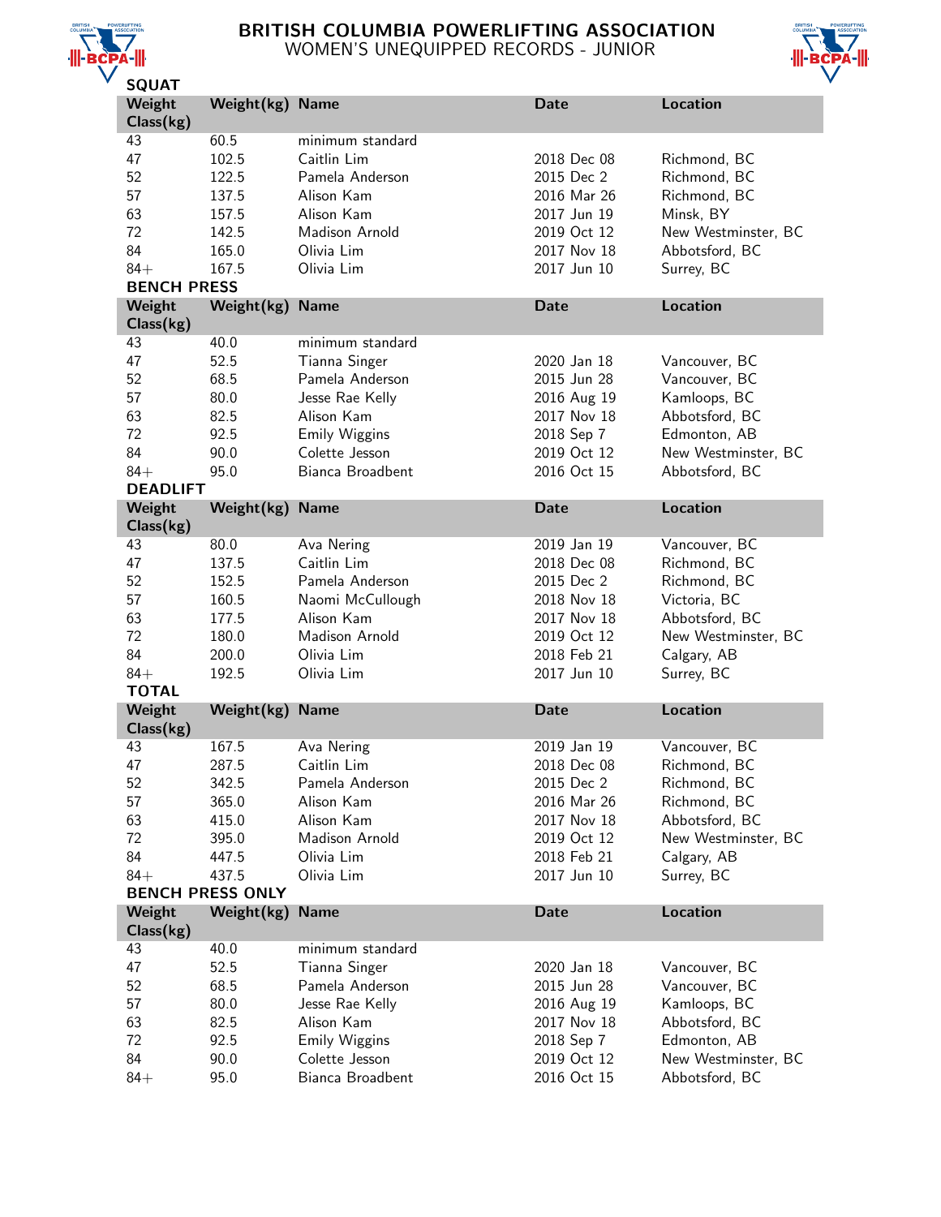# BRITISH COLUMBIA POWERLIFTING ASSOCIATION
## WOMEN'S UNEQUIPPED RECORDS - JUNIOR

### SQUAT

| Weight Class(kg) | Weight(kg) | Name | Date | Location |
|---|---|---|---|---|
| 43 | 60.5 | minimum standard | | |
| 47 | 102.5 | Caitlin Lim | 2018 Dec 08 | Richmond, BC |
| 52 | 122.5 | Pamela Anderson | 2015 Dec 2 | Richmond, BC |
| 57 | 137.5 | Alison Kam | 2016 Mar 26 | Richmond, BC |
| 63 | 157.5 | Alison Kam | 2017 Jun 19 | Minsk, BY |
| 72 | 142.5 | Madison Arnold | 2019 Oct 12 | New Westminster, BC |
| 84 | 165.0 | Olivia Lim | 2017 Nov 18 | Abbotsford, BC |
| 84+ | 167.5 | Olivia Lim | 2017 Jun 10 | Surrey, BC |

### BENCH PRESS

| Weight Class(kg) | Weight(kg) | Name | Date | Location |
|---|---|---|---|---|
| 43 | 40.0 | minimum standard | | |
| 47 | 52.5 | Tianna Singer | 2020 Jan 18 | Vancouver, BC |
| 52 | 68.5 | Pamela Anderson | 2015 Jun 28 | Vancouver, BC |
| 57 | 80.0 | Jesse Rae Kelly | 2016 Aug 19 | Kamloops, BC |
| 63 | 82.5 | Alison Kam | 2017 Nov 18 | Abbotsford, BC |
| 72 | 92.5 | Emily Wiggins | 2018 Sep 7 | Edmonton, AB |
| 84 | 90.0 | Colette Jesson | 2019 Oct 12 | New Westminster, BC |
| 84+ | 95.0 | Bianca Broadbent | 2016 Oct 15 | Abbotsford, BC |

### DEADLIFT

| Weight Class(kg) | Weight(kg) | Name | Date | Location |
|---|---|---|---|---|
| 43 | 80.0 | Ava Nering | 2019 Jan 19 | Vancouver, BC |
| 47 | 137.5 | Caitlin Lim | 2018 Dec 08 | Richmond, BC |
| 52 | 152.5 | Pamela Anderson | 2015 Dec 2 | Richmond, BC |
| 57 | 160.5 | Naomi McCullough | 2018 Nov 18 | Victoria, BC |
| 63 | 177.5 | Alison Kam | 2017 Nov 18 | Abbotsford, BC |
| 72 | 180.0 | Madison Arnold | 2019 Oct 12 | New Westminster, BC |
| 84 | 200.0 | Olivia Lim | 2018 Feb 21 | Calgary, AB |
| 84+ | 192.5 | Olivia Lim | 2017 Jun 10 | Surrey, BC |

### TOTAL

| Weight Class(kg) | Weight(kg) | Name | Date | Location |
|---|---|---|---|---|
| 43 | 167.5 | Ava Nering | 2019 Jan 19 | Vancouver, BC |
| 47 | 287.5 | Caitlin Lim | 2018 Dec 08 | Richmond, BC |
| 52 | 342.5 | Pamela Anderson | 2015 Dec 2 | Richmond, BC |
| 57 | 365.0 | Alison Kam | 2016 Mar 26 | Richmond, BC |
| 63 | 415.0 | Alison Kam | 2017 Nov 18 | Abbotsford, BC |
| 72 | 395.0 | Madison Arnold | 2019 Oct 12 | New Westminster, BC |
| 84 | 447.5 | Olivia Lim | 2018 Feb 21 | Calgary, AB |
| 84+ | 437.5 | Olivia Lim | 2017 Jun 10 | Surrey, BC |

### BENCH PRESS ONLY

| Weight Class(kg) | Weight(kg) | Name | Date | Location |
|---|---|---|---|---|
| 43 | 40.0 | minimum standard | | |
| 47 | 52.5 | Tianna Singer | 2020 Jan 18 | Vancouver, BC |
| 52 | 68.5 | Pamela Anderson | 2015 Jun 28 | Vancouver, BC |
| 57 | 80.0 | Jesse Rae Kelly | 2016 Aug 19 | Kamloops, BC |
| 63 | 82.5 | Alison Kam | 2017 Nov 18 | Abbotsford, BC |
| 72 | 92.5 | Emily Wiggins | 2018 Sep 7 | Edmonton, AB |
| 84 | 90.0 | Colette Jesson | 2019 Oct 12 | New Westminster, BC |
| 84+ | 95.0 | Bianca Broadbent | 2016 Oct 15 | Abbotsford, BC |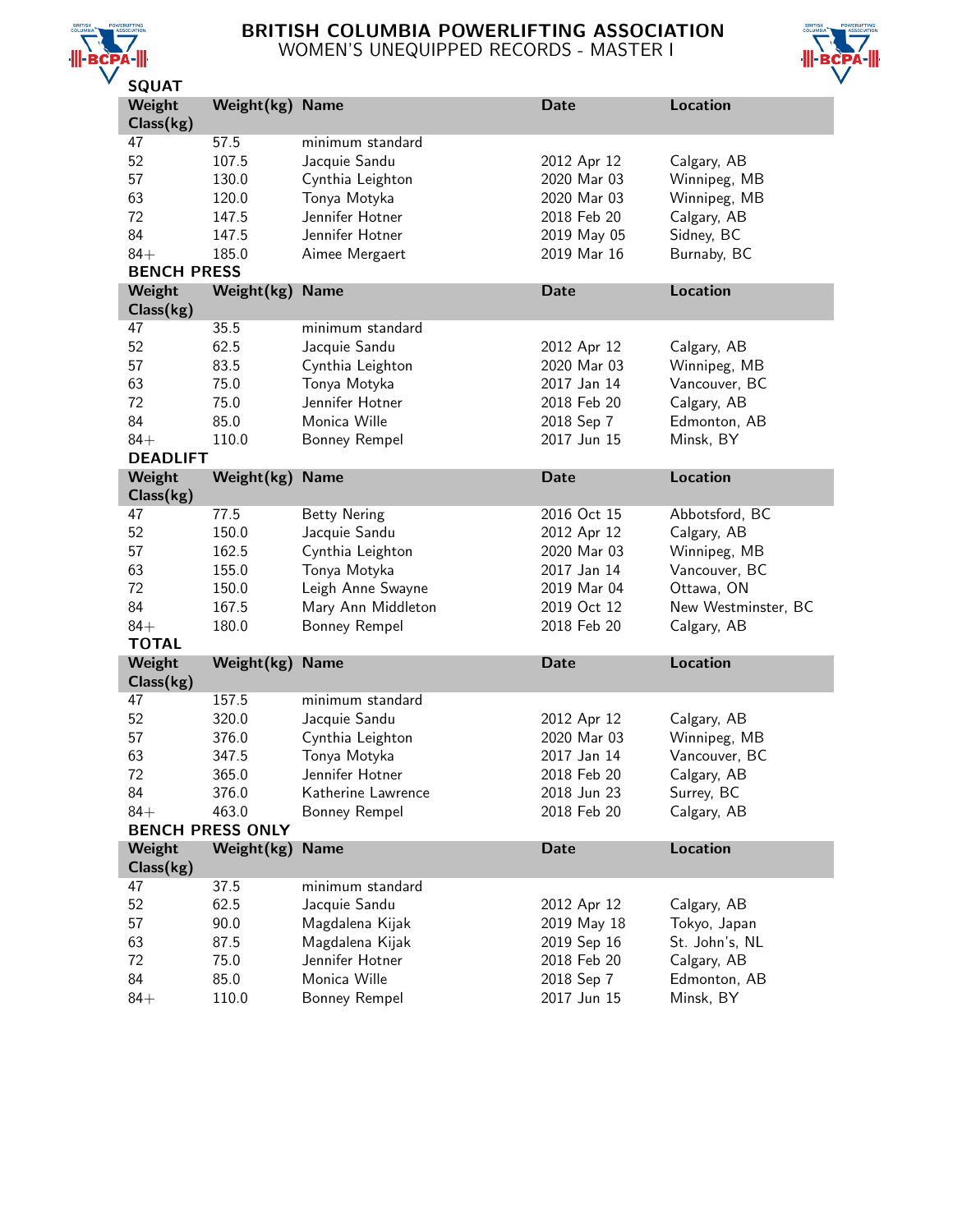# BRITISH COLUMBIA POWERLIFTING ASSOCIATION
## WOMEN'S UNEQUIPPED RECORDS - MASTER I

### SQUAT

| Weight Class(kg) | Weight(kg) | Name | Date | Location |
|---|---|---|---|---|
| 47 | 57.5 | minimum standard | | |
| 52 | 107.5 | Jacquie Sandu | 2012 Apr 12 | Calgary, AB |
| 57 | 130.0 | Cynthia Leighton | 2020 Mar 03 | Winnipeg, MB |
| 63 | 120.0 | Tonya Motyka | 2020 Mar 03 | Winnipeg, MB |
| 72 | 147.5 | Jennifer Hotner | 2018 Feb 20 | Calgary, AB |
| 84 | 147.5 | Jennifer Hotner | 2019 May 05 | Sidney, BC |
| 84+ | 185.0 | Aimee Mergaert | 2019 Mar 16 | Burnaby, BC |

### BENCH PRESS

| Weight Class(kg) | Weight(kg) | Name | Date | Location |
|---|---|---|---|---|
| 47 | 35.5 | minimum standard | | |
| 52 | 62.5 | Jacquie Sandu | 2012 Apr 12 | Calgary, AB |
| 57 | 83.5 | Cynthia Leighton | 2020 Mar 03 | Winnipeg, MB |
| 63 | 75.0 | Tonya Motyka | 2017 Jan 14 | Vancouver, BC |
| 72 | 75.0 | Jennifer Hotner | 2018 Feb 20 | Calgary, AB |
| 84 | 85.0 | Monica Wille | 2018 Sep 7 | Edmonton, AB |
| 84+ | 110.0 | Bonney Rempel | 2017 Jun 15 | Minsk, BY |

### DEADLIFT

| Weight Class(kg) | Weight(kg) | Name | Date | Location |
|---|---|---|---|---|
| 47 | 77.5 | Betty Nering | 2016 Oct 15 | Abbotsford, BC |
| 52 | 150.0 | Jacquie Sandu | 2012 Apr 12 | Calgary, AB |
| 57 | 162.5 | Cynthia Leighton | 2020 Mar 03 | Winnipeg, MB |
| 63 | 155.0 | Tonya Motyka | 2017 Jan 14 | Vancouver, BC |
| 72 | 150.0 | Leigh Anne Swayne | 2019 Mar 04 | Ottawa, ON |
| 84 | 167.5 | Mary Ann Middleton | 2019 Oct 12 | New Westminster, BC |
| 84+ | 180.0 | Bonney Rempel | 2018 Feb 20 | Calgary, AB |

### TOTAL

| Weight Class(kg) | Weight(kg) | Name | Date | Location |
|---|---|---|---|---|
| 47 | 157.5 | minimum standard | | |
| 52 | 320.0 | Jacquie Sandu | 2012 Apr 12 | Calgary, AB |
| 57 | 376.0 | Cynthia Leighton | 2020 Mar 03 | Winnipeg, MB |
| 63 | 347.5 | Tonya Motyka | 2017 Jan 14 | Vancouver, BC |
| 72 | 365.0 | Jennifer Hotner | 2018 Feb 20 | Calgary, AB |
| 84 | 376.0 | Katherine Lawrence | 2018 Jun 23 | Surrey, BC |
| 84+ | 463.0 | Bonney Rempel | 2018 Feb 20 | Calgary, AB |

### BENCH PRESS ONLY

| Weight Class(kg) | Weight(kg) | Name | Date | Location |
|---|---|---|---|---|
| 47 | 37.5 | minimum standard | | |
| 52 | 62.5 | Jacquie Sandu | 2012 Apr 12 | Calgary, AB |
| 57 | 90.0 | Magdalena Kijak | 2019 May 18 | Tokyo, Japan |
| 63 | 87.5 | Magdalena Kijak | 2019 Sep 16 | St. John's, NL |
| 72 | 75.0 | Jennifer Hotner | 2018 Feb 20 | Calgary, AB |
| 84 | 85.0 | Monica Wille | 2018 Sep 7 | Edmonton, AB |
| 84+ | 110.0 | Bonney Rempel | 2017 Jun 15 | Minsk, BY |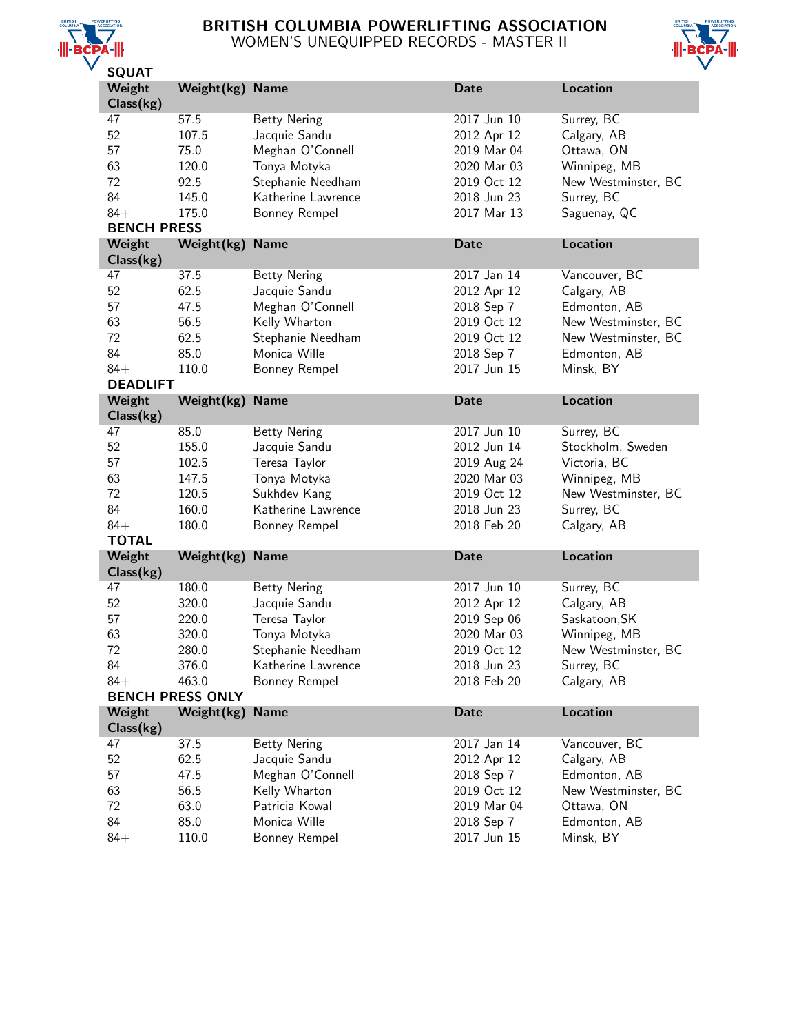# BRITISH COLUMBIA POWERLIFTING ASSOCIATION
## WOMEN'S UNEQUIPPED RECORDS - MASTER II

### SQUAT

| Weight Class(kg) | Weight(kg) | Name | Date | Location |
|---|---|---|---|---|
| 47 | 57.5 | Betty Nering | 2017 Jun 10 | Surrey, BC |
| 52 | 107.5 | Jacquie Sandu | 2012 Apr 12 | Calgary, AB |
| 57 | 75.0 | Meghan O'Connell | 2019 Mar 04 | Ottawa, ON |
| 63 | 120.0 | Tonya Motyka | 2020 Mar 03 | Winnipeg, MB |
| 72 | 92.5 | Stephanie Needham | 2019 Oct 12 | New Westminster, BC |
| 84 | 145.0 | Katherine Lawrence | 2018 Jun 23 | Surrey, BC |
| 84+ | 175.0 | Bonney Rempel | 2017 Mar 13 | Saguenay, QC |

### BENCH PRESS

| Weight Class(kg) | Weight(kg) | Name | Date | Location |
|---|---|---|---|---|
| 47 | 37.5 | Betty Nering | 2017 Jan 14 | Vancouver, BC |
| 52 | 62.5 | Jacquie Sandu | 2012 Apr 12 | Calgary, AB |
| 57 | 47.5 | Meghan O'Connell | 2018 Sep 7 | Edmonton, AB |
| 63 | 56.5 | Kelly Wharton | 2019 Oct 12 | New Westminster, BC |
| 72 | 62.5 | Stephanie Needham | 2019 Oct 12 | New Westminster, BC |
| 84 | 85.0 | Monica Wille | 2018 Sep 7 | Edmonton, AB |
| 84+ | 110.0 | Bonney Rempel | 2017 Jun 15 | Minsk, BY |

### DEADLIFT

| Weight Class(kg) | Weight(kg) | Name | Date | Location |
|---|---|---|---|---|
| 47 | 85.0 | Betty Nering | 2017 Jun 10 | Surrey, BC |
| 52 | 155.0 | Jacquie Sandu | 2012 Jun 14 | Stockholm, Sweden |
| 57 | 102.5 | Teresa Taylor | 2019 Aug 24 | Victoria, BC |
| 63 | 147.5 | Tonya Motyka | 2020 Mar 03 | Winnipeg, MB |
| 72 | 120.5 | Sukhdev Kang | 2019 Oct 12 | New Westminster, BC |
| 84 | 160.0 | Katherine Lawrence | 2018 Jun 23 | Surrey, BC |
| 84+ | 180.0 | Bonney Rempel | 2018 Feb 20 | Calgary, AB |

### TOTAL

| Weight Class(kg) | Weight(kg) | Name | Date | Location |
|---|---|---|---|---|
| 47 | 180.0 | Betty Nering | 2017 Jun 10 | Surrey, BC |
| 52 | 320.0 | Jacquie Sandu | 2012 Apr 12 | Calgary, AB |
| 57 | 220.0 | Teresa Taylor | 2019 Sep 06 | Saskatoon,SK |
| 63 | 320.0 | Tonya Motyka | 2020 Mar 03 | Winnipeg, MB |
| 72 | 280.0 | Stephanie Needham | 2019 Oct 12 | New Westminster, BC |
| 84 | 376.0 | Katherine Lawrence | 2018 Jun 23 | Surrey, BC |
| 84+ | 463.0 | Bonney Rempel | 2018 Feb 20 | Calgary, AB |

### BENCH PRESS ONLY

| Weight Class(kg) | Weight(kg) | Name | Date | Location |
|---|---|---|---|---|
| 47 | 37.5 | Betty Nering | 2017 Jan 14 | Vancouver, BC |
| 52 | 62.5 | Jacquie Sandu | 2012 Apr 12 | Calgary, AB |
| 57 | 47.5 | Meghan O'Connell | 2018 Sep 7 | Edmonton, AB |
| 63 | 56.5 | Kelly Wharton | 2019 Oct 12 | New Westminster, BC |
| 72 | 63.0 | Patricia Kowal | 2019 Mar 04 | Ottawa, ON |
| 84 | 85.0 | Monica Wille | 2018 Sep 7 | Edmonton, AB |
| 84+ | 110.0 | Bonney Rempel | 2017 Jun 15 | Minsk, BY |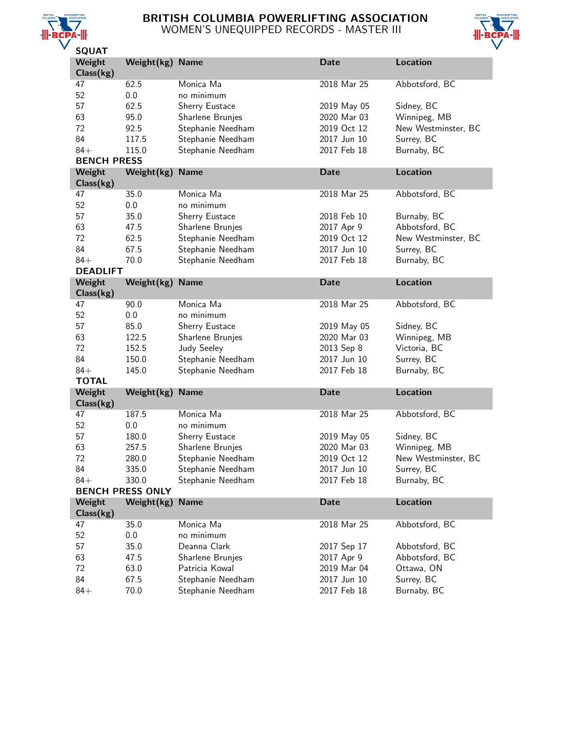# BRITISH COLUMBIA POWERLIFTING ASSOCIATION

## WOMEN'S UNEQUIPPED RECORDS - MASTER III

### SQUAT

| Weight Class(kg) | Weight(kg) | Name | Date | Location |
|---|---|---|---|---|
| 47 | 62.5 | Monica Ma | 2018 Mar 25 | Abbotsford, BC |
| 52 | 0.0 | no minimum | | |
| 57 | 62.5 | Sherry Eustace | 2019 May 05 | Sidney, BC |
| 63 | 95.0 | Sharlene Brunjes | 2020 Mar 03 | Winnipeg, MB |
| 72 | 92.5 | Stephanie Needham | 2019 Oct 12 | New Westminster, BC |
| 84 | 117.5 | Stephanie Needham | 2017 Jun 10 | Surrey, BC |
| 84+ | 115.0 | Stephanie Needham | 2017 Feb 18 | Burnaby, BC |

### BENCH PRESS

| Weight Class(kg) | Weight(kg) | Name | Date | Location |
|---|---|---|---|---|
| 47 | 35.0 | Monica Ma | 2018 Mar 25 | Abbotsford, BC |
| 52 | 0.0 | no minimum | | |
| 57 | 35.0 | Sherry Eustace | 2018 Feb 10 | Burnaby, BC |
| 63 | 47.5 | Sharlene Brunjes | 2017 Apr 9 | Abbotsford, BC |
| 72 | 62.5 | Stephanie Needham | 2019 Oct 12 | New Westminster, BC |
| 84 | 67.5 | Stephanie Needham | 2017 Jun 10 | Surrey, BC |
| 84+ | 70.0 | Stephanie Needham | 2017 Feb 18 | Burnaby, BC |

### DEADLIFT

| Weight Class(kg) | Weight(kg) | Name | Date | Location |
|---|---|---|---|---|
| 47 | 90.0 | Monica Ma | 2018 Mar 25 | Abbotsford, BC |
| 52 | 0.0 | no minimum | | |
| 57 | 85.0 | Sherry Eustace | 2019 May 05 | Sidney, BC |
| 63 | 122.5 | Sharlene Brunjes | 2020 Mar 03 | Winnipeg, MB |
| 72 | 152.5 | Judy Seeley | 2013 Sep 8 | Victoria, BC |
| 84 | 150.0 | Stephanie Needham | 2017 Jun 10 | Surrey, BC |
| 84+ | 145.0 | Stephanie Needham | 2017 Feb 18 | Burnaby, BC |

### TOTAL

| Weight Class(kg) | Weight(kg) | Name | Date | Location |
|---|---|---|---|---|
| 47 | 187.5 | Monica Ma | 2018 Mar 25 | Abbotsford, BC |
| 52 | 0.0 | no minimum | | |
| 57 | 180.0 | Sherry Eustace | 2019 May 05 | Sidney, BC |
| 63 | 257.5 | Sharlene Brunjes | 2020 Mar 03 | Winnipeg, MB |
| 72 | 280.0 | Stephanie Needham | 2019 Oct 12 | New Westminster, BC |
| 84 | 335.0 | Stephanie Needham | 2017 Jun 10 | Surrey, BC |
| 84+ | 330.0 | Stephanie Needham | 2017 Feb 18 | Burnaby, BC |

### BENCH PRESS ONLY

| Weight Class(kg) | Weight(kg) | Name | Date | Location |
|---|---|---|---|---|
| 47 | 35.0 | Monica Ma | 2018 Mar 25 | Abbotsford, BC |
| 52 | 0.0 | no minimum | | |
| 57 | 35.0 | Deanna Clark | 2017 Sep 17 | Abbotsford, BC |
| 63 | 47.5 | Sharlene Brunjes | 2017 Apr 9 | Abbotsford, BC |
| 72 | 63.0 | Patricia Kowal | 2019 Mar 04 | Ottawa, ON |
| 84 | 67.5 | Stephanie Needham | 2017 Jun 10 | Surrey, BC |
| 84+ | 70.0 | Stephanie Needham | 2017 Feb 18 | Burnaby, BC |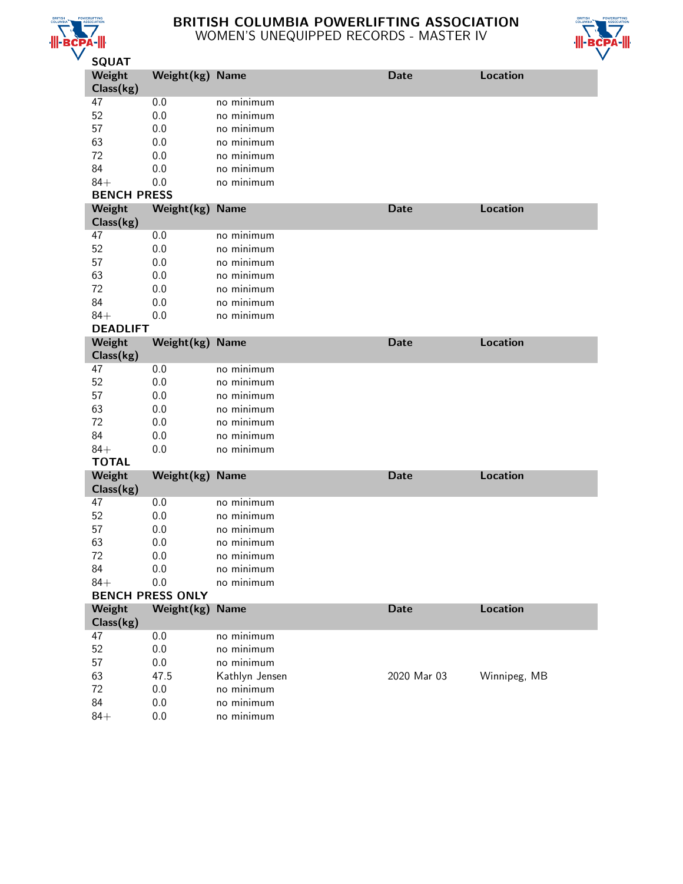# BRITISH COLUMBIA POWERLIFTING ASSOCIATION
## WOMEN'S UNEQUIPPED RECORDS - MASTER IV

### SQUAT

| Weight Class(kg) | Weight(kg) | Name | Date | Location |
|---|---|---|---|---|
| 47 | 0.0 | no minimum | | |
| 52 | 0.0 | no minimum | | |
| 57 | 0.0 | no minimum | | |
| 63 | 0.0 | no minimum | | |
| 72 | 0.0 | no minimum | | |
| 84 | 0.0 | no minimum | | |
| 84+ | 0.0 | no minimum | | |

### BENCH PRESS

| Weight Class(kg) | Weight(kg) | Name | Date | Location |
|---|---|---|---|---|
| 47 | 0.0 | no minimum | | |
| 52 | 0.0 | no minimum | | |
| 57 | 0.0 | no minimum | | |
| 63 | 0.0 | no minimum | | |
| 72 | 0.0 | no minimum | | |
| 84 | 0.0 | no minimum | | |
| 84+ | 0.0 | no minimum | | |

### DEADLIFT

| Weight Class(kg) | Weight(kg) | Name | Date | Location |
|---|---|---|---|---|
| 47 | 0.0 | no minimum | | |
| 52 | 0.0 | no minimum | | |
| 57 | 0.0 | no minimum | | |
| 63 | 0.0 | no minimum | | |
| 72 | 0.0 | no minimum | | |
| 84 | 0.0 | no minimum | | |
| 84+ | 0.0 | no minimum | | |

### TOTAL

| Weight Class(kg) | Weight(kg) | Name | Date | Location |
|---|---|---|---|---|
| 47 | 0.0 | no minimum | | |
| 52 | 0.0 | no minimum | | |
| 57 | 0.0 | no minimum | | |
| 63 | 0.0 | no minimum | | |
| 72 | 0.0 | no minimum | | |
| 84 | 0.0 | no minimum | | |
| 84+ | 0.0 | no minimum | | |

### BENCH PRESS ONLY

| Weight Class(kg) | Weight(kg) | Name | Date | Location |
|---|---|---|---|---|
| 47 | 0.0 | no minimum | | |
| 52 | 0.0 | no minimum | | |
| 57 | 0.0 | no minimum | | |
| 63 | 47.5 | Kathlyn Jensen | 2020 Mar 03 | Winnipeg, MB |
| 72 | 0.0 | no minimum | | |
| 84 | 0.0 | no minimum | | |
| 84+ | 0.0 | no minimum | | |